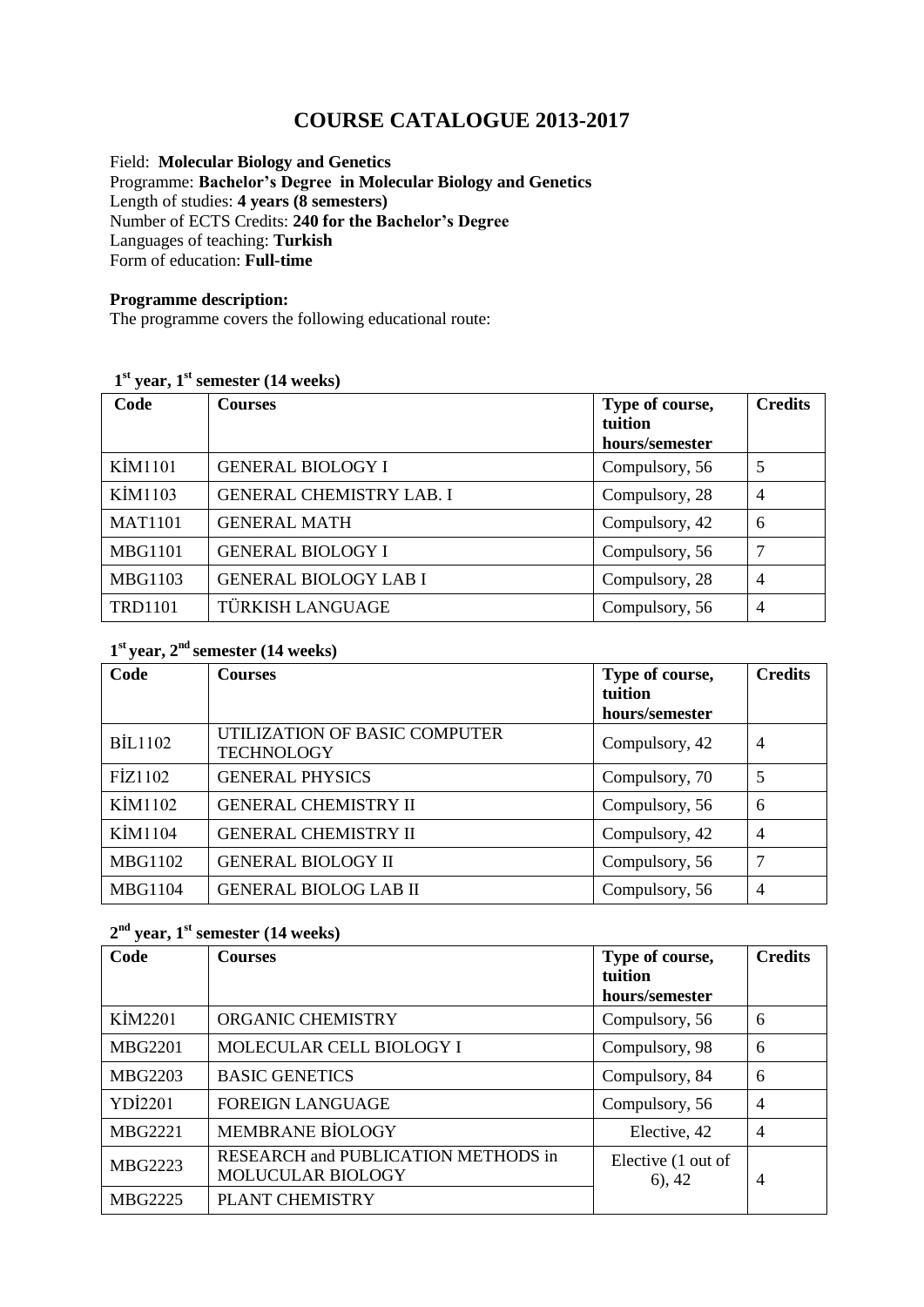# COURSE CATALOGUE 2013-2017

Field: **Molecular Biology and Genetics**
Programme: **Bachelor's Degree in Molecular Biology and Genetics**
Length of studies: **4 years (8 semesters)**
Number of ECTS Credits: **240 for the Bachelor's Degree**
Languages of teaching: **Turkish**
Form of education: **Full-time**

**Programme description:**
The programme covers the following educational route:

### 1st year, 1st semester (14 weeks)

| Code | Courses | Type of course, tuition hours/semester | Credits |
|---|---|---|---|
| KİM1101 | GENERAL BIOLOGY I | Compulsory, 56 | 5 |
| KİM1103 | GENERAL CHEMISTRY LAB. I | Compulsory, 28 | 4 |
| MAT1101 | GENERAL MATH | Compulsory, 42 | 6 |
| MBG1101 | GENERAL BIOLOGY I | Compulsory, 56 | 7 |
| MBG1103 | GENERAL BIOLOGY LAB I | Compulsory, 28 | 4 |
| TRD1101 | TÜRKISH LANGUAGE | Compulsory, 56 | 4 |

### 1st year, 2nd semester (14 weeks)

| Code | Courses | Type of course, tuition hours/semester | Credits |
|---|---|---|---|
| BİL1102 | UTILIZATION OF BASIC COMPUTER TECHNOLOGY | Compulsory, 42 | 4 |
| FİZ1102 | GENERAL PHYSICS | Compulsory, 70 | 5 |
| KİM1102 | GENERAL CHEMISTRY II | Compulsory, 56 | 6 |
| KİM1104 | GENERAL CHEMISTRY II | Compulsory, 42 | 4 |
| MBG1102 | GENERAL BIOLOGY II | Compulsory, 56 | 7 |
| MBG1104 | GENERAL BIOLOG LAB II | Compulsory, 56 | 4 |

### 2nd year, 1st semester (14 weeks)

| Code | Courses | Type of course, tuition hours/semester | Credits |
|---|---|---|---|
| KİM2201 | ORGANIC CHEMISTRY | Compulsory, 56 | 6 |
| MBG2201 | MOLECULAR CELL BIOLOGY I | Compulsory, 98 | 6 |
| MBG2203 | BASIC GENETICS | Compulsory, 84 | 6 |
| YDİ2201 | FOREIGN LANGUAGE | Compulsory, 56 | 4 |
| MBG2221 | MEMBRANE BİOLOGY | Elective, 42 | 4 |
| MBG2223 | RESEARCH and PUBLICATION METHODS in MOLUCULAR BIOLOGY | Elective (1 out of 6), 42 | 4 |
| MBG2225 | PLANT CHEMISTRY | | |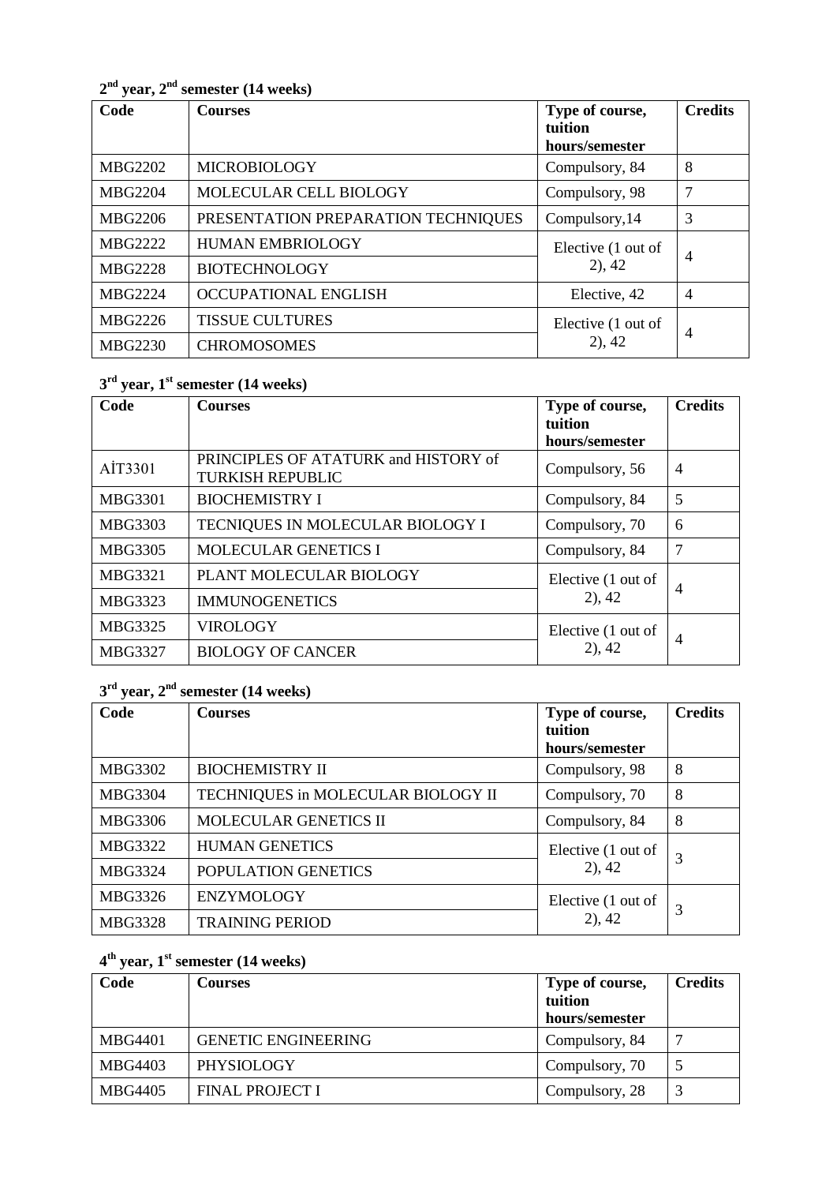## $2^{nd}$ year, $2^{nd}$ semester (14 weeks)

| Code | Courses | Type of course, tuition hours/semester | Credits |
|---|---|---|---|
| MBG2202 | MICROBIOLOGY | Compulsory, 84 | 8 |
| MBG2204 | MOLECULAR CELL BIOLOGY | Compulsory, 98 | 7 |
| MBG2206 | PRESENTATION PREPARATION TECHNIQUES | Compulsory,14 | 3 |
| MBG2222 | HUMAN EMBRIOLOGY | Elective (1 out of 2), 42 | 4 |
| MBG2228 | BIOTECHNOLOGY | | |
| MBG2224 | OCCUPATIONAL ENGLISH | Elective, 42 | 4 |
| MBG2226 | TISSUE CULTURES | Elective (1 out of 2), 42 | 4 |
| MBG2230 | CHROMOSOMES | | |

## $3^{rd}$ year, $1^{st}$ semester (14 weeks)

| Code | Courses | Type of course, tuition hours/semester | Credits |
|---|---|---|---|
| AİT3301 | PRINCIPLES OF ATATURK and HISTORY of TURKISH REPUBLIC | Compulsory, 56 | 4 |
| MBG3301 | BIOCHEMISTRY I | Compulsory, 84 | 5 |
| MBG3303 | TECNIQUES IN MOLECULAR BIOLOGY I | Compulsory, 70 | 6 |
| MBG3305 | MOLECULAR GENETICS I | Compulsory, 84 | 7 |
| MBG3321 | PLANT MOLECULAR BIOLOGY | Elective (1 out of 2), 42 | 4 |
| MBG3323 | IMMUNOGENETICS | | |
| MBG3325 | VIROLOGY | Elective (1 out of 2), 42 | 4 |
| MBG3327 | BIOLOGY OF CANCER | | |

## $3^{rd}$ year, $2^{nd}$ semester (14 weeks)

| Code | Courses | Type of course, tuition hours/semester | Credits |
|---|---|---|---|
| MBG3302 | BIOCHEMISTRY II | Compulsory, 98 | 8 |
| MBG3304 | TECHNIQUES in MOLECULAR BIOLOGY II | Compulsory, 70 | 8 |
| MBG3306 | MOLECULAR GENETICS II | Compulsory, 84 | 8 |
| MBG3322 | HUMAN GENETICS | Elective (1 out of 2), 42 | 3 |
| MBG3324 | POPULATION GENETICS | | |
| MBG3326 | ENZYMOLOGY | Elective (1 out of 2), 42 | 3 |
| MBG3328 | TRAINING PERIOD | | |

## $4^{th}$ year, $1^{st}$ semester (14 weeks)

| Code | Courses | Type of course, tuition hours/semester | Credits |
|---|---|---|---|
| MBG4401 | GENETIC ENGINEERING | Compulsory, 84 | 7 |
| MBG4403 | PHYSIOLOGY | Compulsory, 70 | 5 |
| MBG4405 | FINAL PROJECT I | Compulsory, 28 | 3 |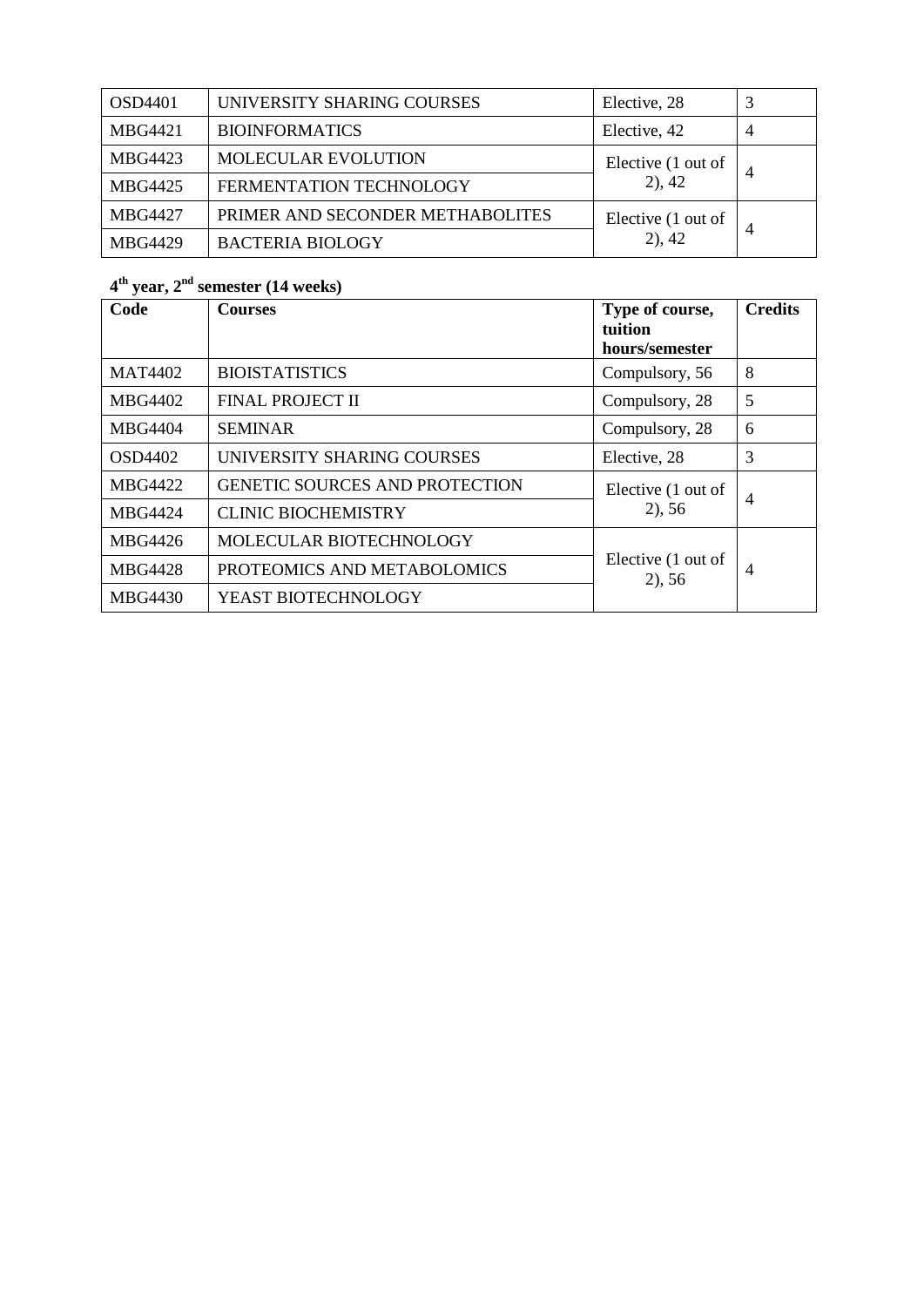| | | | |
|---|---|---|---|
| OSD4401 | UNIVERSITY SHARING COURSES | Elective, 28 | 3 |
| MBG4421 | BIOINFORMATICS | Elective, 42 | 4 |
| MBG4423 | MOLECULAR EVOLUTION | Elective (1 out of 2), 42 | 4 |
| MBG4425 | FERMENTATION TECHNOLOGY | | |
| MBG4427 | PRIMER AND SECONDER METHABOLITES | Elective (1 out of 2), 42 | 4 |
| MBG4429 | BACTERIA BIOLOGY | | |

**4th year, 2nd semester (14 weeks)**

| Code | Courses | Type of course, tuition hours/semester | Credits |
|---|---|---|---|
| MAT4402 | BIOISTATISTICS | Compulsory, 56 | 8 |
| MBG4402 | FINAL PROJECT II | Compulsory, 28 | 5 |
| MBG4404 | SEMINAR | Compulsory, 28 | 6 |
| OSD4402 | UNIVERSITY SHARING COURSES | Elective, 28 | 3 |
| MBG4422 | GENETIC SOURCES AND PROTECTION | Elective (1 out of 2), 56 | 4 |
| MBG4424 | CLINIC BIOCHEMISTRY | | |
| MBG4426 | MOLECULAR BIOTECHNOLOGY | Elective (1 out of 2), 56 | 4 |
| MBG4428 | PROTEOMICS AND METABOLOMICS | | |
| MBG4430 | YEAST BIOTECHNOLOGY | | |